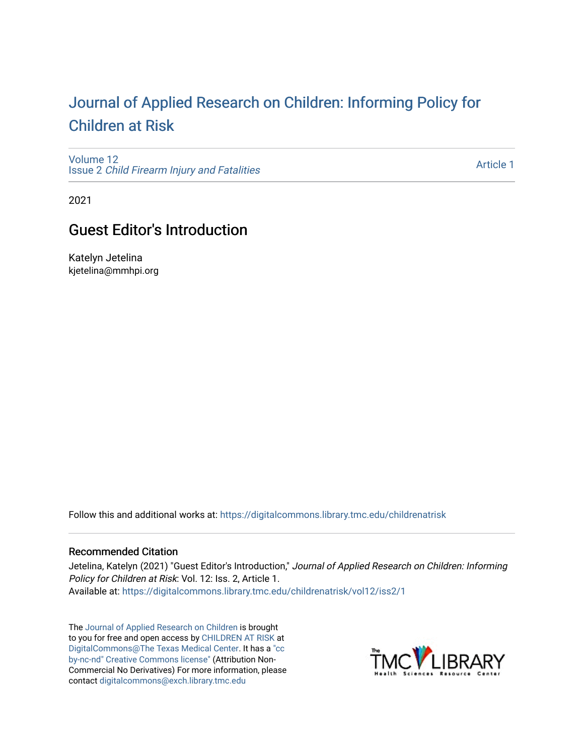# Journal of Applied Research on Children: Informing Policy for Children at Risk

Volume 12
Issue 2 *Child Firearm Injury and Fatalities*

Article 1

2021

## Guest Editor's Introduction

Katelyn Jetelina
kjetelina@mmhpi.org

Follow this and additional works at: https://digitalcommons.library.tmc.edu/childrenatrisk

### Recommended Citation

Jetelina, Katelyn (2021) "Guest Editor's Introduction," *Journal of Applied Research on Children: Informing Policy for Children at Risk*: Vol. 12: Iss. 2, Article 1.
Available at: https://digitalcommons.library.tmc.edu/childrenatrisk/vol12/iss2/1

The Journal of Applied Research on Children is brought to you for free and open access by CHILDREN AT RISK at DigitalCommons@The Texas Medical Center. It has a "cc by-nc-nd" Creative Commons license" (Attribution Non-Commercial No Derivatives) For more information, please contact digitalcommons@exch.library.tmc.edu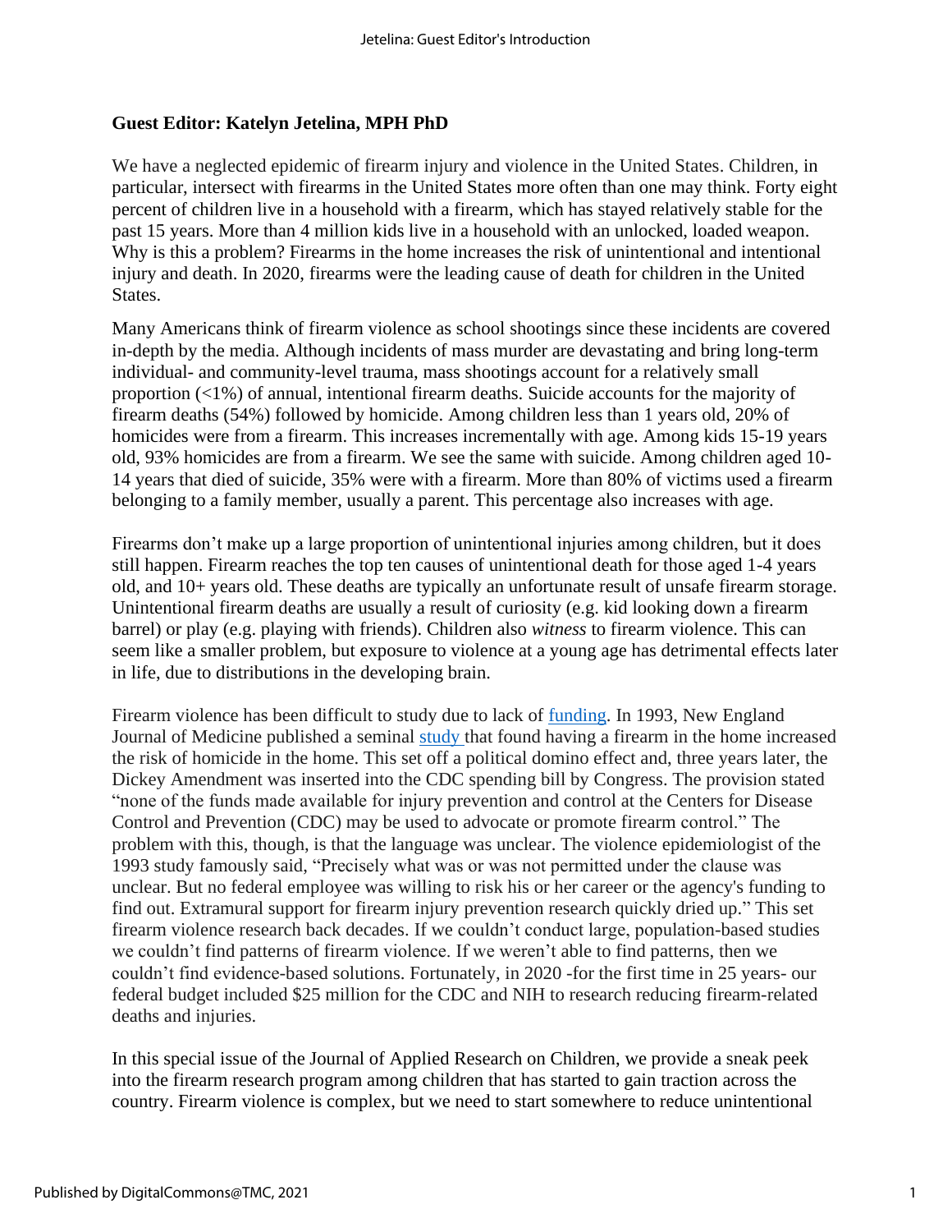**Guest Editor: Katelyn Jetelina, MPH PhD**

We have a neglected epidemic of firearm injury and violence in the United States. Children, in particular, intersect with firearms in the United States more often than one may think. Forty eight percent of children live in a household with a firearm, which has stayed relatively stable for the past 15 years. More than 4 million kids live in a household with an unlocked, loaded weapon. Why is this a problem? Firearms in the home increases the risk of unintentional and intentional injury and death. In 2020, firearms were the leading cause of death for children in the United States.

Many Americans think of firearm violence as school shootings since these incidents are covered in-depth by the media. Although incidents of mass murder are devastating and bring long-term individual- and community-level trauma, mass shootings account for a relatively small proportion (<1%) of annual, intentional firearm deaths. Suicide accounts for the majority of firearm deaths (54%) followed by homicide. Among children less than 1 years old, 20% of homicides were from a firearm. This increases incrementally with age. Among kids 15-19 years old, 93% homicides are from a firearm. We see the same with suicide. Among children aged 10-14 years that died of suicide, 35% were with a firearm. More than 80% of victims used a firearm belonging to a family member, usually a parent. This percentage also increases with age.

Firearms don't make up a large proportion of unintentional injuries among children, but it does still happen. Firearm reaches the top ten causes of unintentional death for those aged 1-4 years old, and 10+ years old. These deaths are typically an unfortunate result of unsafe firearm storage. Unintentional firearm deaths are usually a result of curiosity (e.g. kid looking down a firearm barrel) or play (e.g. playing with friends). Children also *witness* to firearm violence. This can seem like a smaller problem, but exposure to violence at a young age has detrimental effects later in life, due to distributions in the developing brain.

Firearm violence has been difficult to study due to lack of funding. In 1993, New England Journal of Medicine published a seminal study that found having a firearm in the home increased the risk of homicide in the home. This set off a political domino effect and, three years later, the Dickey Amendment was inserted into the CDC spending bill by Congress. The provision stated "none of the funds made available for injury prevention and control at the Centers for Disease Control and Prevention (CDC) may be used to advocate or promote firearm control." The problem with this, though, is that the language was unclear. The violence epidemiologist of the 1993 study famously said, "Precisely what was or was not permitted under the clause was unclear. But no federal employee was willing to risk his or her career or the agency's funding to find out. Extramural support for firearm injury prevention research quickly dried up." This set firearm violence research back decades. If we couldn't conduct large, population-based studies we couldn't find patterns of firearm violence. If we weren't able to find patterns, then we couldn't find evidence-based solutions. Fortunately, in 2020 -for the first time in 25 years- our federal budget included $25 million for the CDC and NIH to research reducing firearm-related deaths and injuries.

In this special issue of the Journal of Applied Research on Children, we provide a sneak peek into the firearm research program among children that has started to gain traction across the country. Firearm violence is complex, but we need to start somewhere to reduce unintentional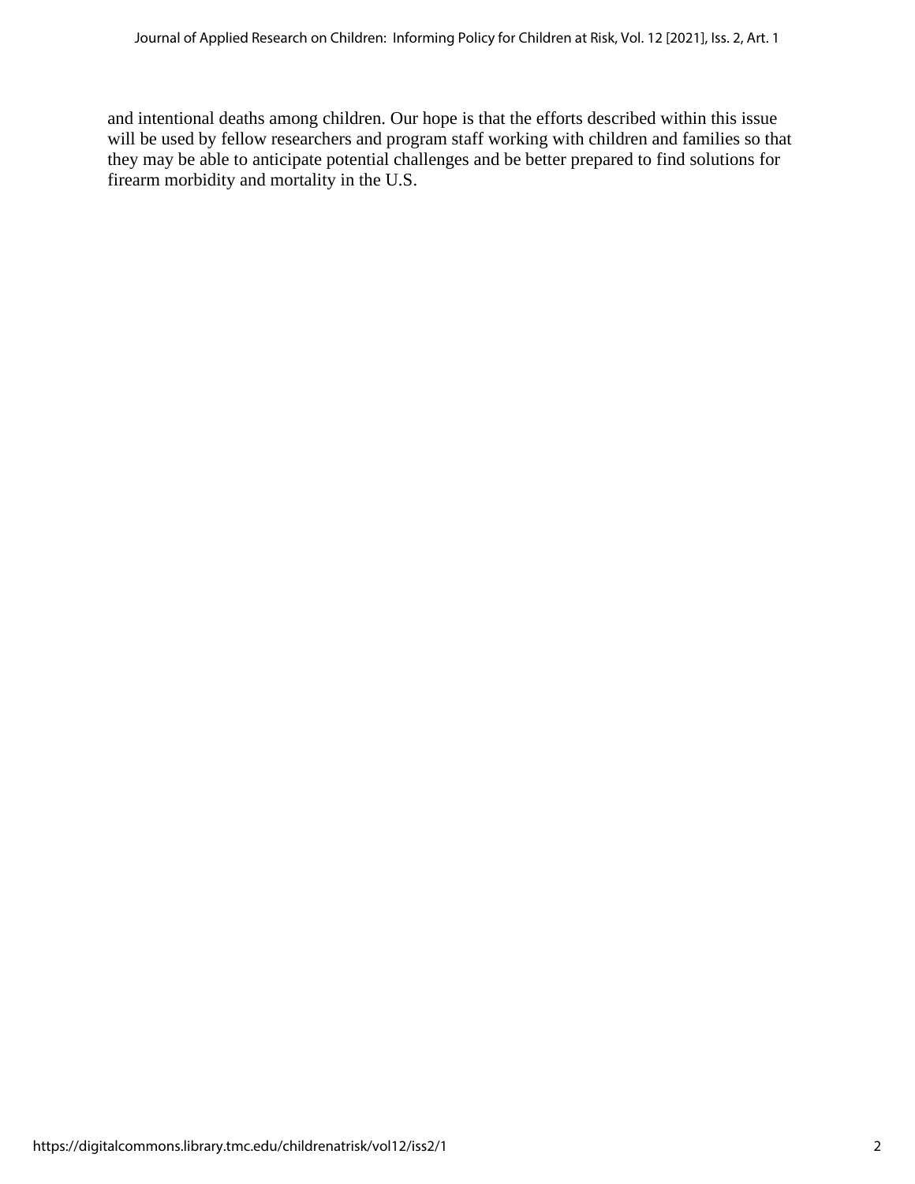and intentional deaths among children. Our hope is that the efforts described within this issue will be used by fellow researchers and program staff working with children and families so that they may be able to anticipate potential challenges and be better prepared to find solutions for firearm morbidity and mortality in the U.S.